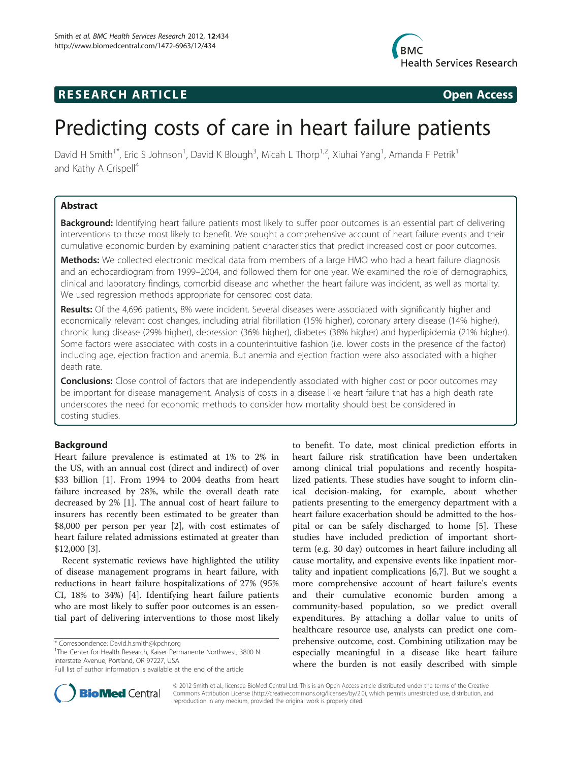**RESEARCH ARTICLE** **Open Access**

# Predicting costs of care in heart failure patients

David H Smith[1*], Eric S Johnson[1], David K Blough[3], Micah L Thorp[1,2], Xiuhai Yang[1], Amanda F Petrik[1] and Kathy A Crispell[4]

## Abstract

**Background:** Identifying heart failure patients most likely to suffer poor outcomes is an essential part of delivering interventions to those most likely to benefit. We sought a comprehensive account of heart failure events and their cumulative economic burden by examining patient characteristics that predict increased cost or poor outcomes.

**Methods:** We collected electronic medical data from members of a large HMO who had a heart failure diagnosis and an echocardiogram from 1999–2004, and followed them for one year. We examined the role of demographics, clinical and laboratory findings, comorbid disease and whether the heart failure was incident, as well as mortality. We used regression methods appropriate for censored cost data.

**Results:** Of the 4,696 patients, 8% were incident. Several diseases were associated with significantly higher and economically relevant cost changes, including atrial fibrillation (15% higher), coronary artery disease (14% higher), chronic lung disease (29% higher), depression (36% higher), diabetes (38% higher) and hyperlipidemia (21% higher). Some factors were associated with costs in a counterintuitive fashion (i.e. lower costs in the presence of the factor) including age, ejection fraction and anemia. But anemia and ejection fraction were also associated with a higher death rate.

**Conclusions:** Close control of factors that are independently associated with higher cost or poor outcomes may be important for disease management. Analysis of costs in a disease like heart failure that has a high death rate underscores the need for economic methods to consider how mortality should best be considered in costing studies.

## Background

Heart failure prevalence is estimated at 1% to 2% in the US, with an annual cost (direct and indirect) of over $33 billion [1]. From 1994 to 2004 deaths from heart failure increased by 28%, while the overall death rate decreased by 2% [1]. The annual cost of heart failure to insurers has recently been estimated to be greater than $8,000 per person per year [2], with cost estimates of heart failure related admissions estimated at greater than $12,000 [3].

Recent systematic reviews have highlighted the utility of disease management programs in heart failure, with reductions in heart failure hospitalizations of 27% (95% CI, 18% to 34%) [4]. Identifying heart failure patients who are most likely to suffer poor outcomes is an essential part of delivering interventions to those most likely to benefit. To date, most clinical prediction efforts in heart failure risk stratification have been undertaken among clinical trial populations and recently hospitalized patients. These studies have sought to inform clinical decision-making, for example, about whether patients presenting to the emergency department with a heart failure exacerbation should be admitted to the hospital or can be safely discharged to home [5]. These studies have included prediction of important short-term (e.g. 30 day) outcomes in heart failure including all cause mortality, and expensive events like inpatient mortality and inpatient complications [6,7]. But we sought a more comprehensive account of heart failure's events and their cumulative economic burden among a community-based population, so we predict overall expenditures. By attaching a dollar value to units of healthcare resource use, analysts can predict one comprehensive outcome, cost. Combining utilization may be especially meaningful in a disease like heart failure where the burden is not easily described with simple

\* Correspondence: David.h.smith@kpchr.org
[1]The Center for Health Research, Kaiser Permanente Northwest, 3800 N. Interstate Avenue, Portland, OR 97227, USA
Full list of author information is available at the end of the article

© 2012 Smith et al.; licensee BioMed Central Ltd. This is an Open Access article distributed under the terms of the Creative Commons Attribution License (http://creativecommons.org/licenses/by/2.0), which permits unrestricted use, distribution, and reproduction in any medium, provided the original work is properly cited.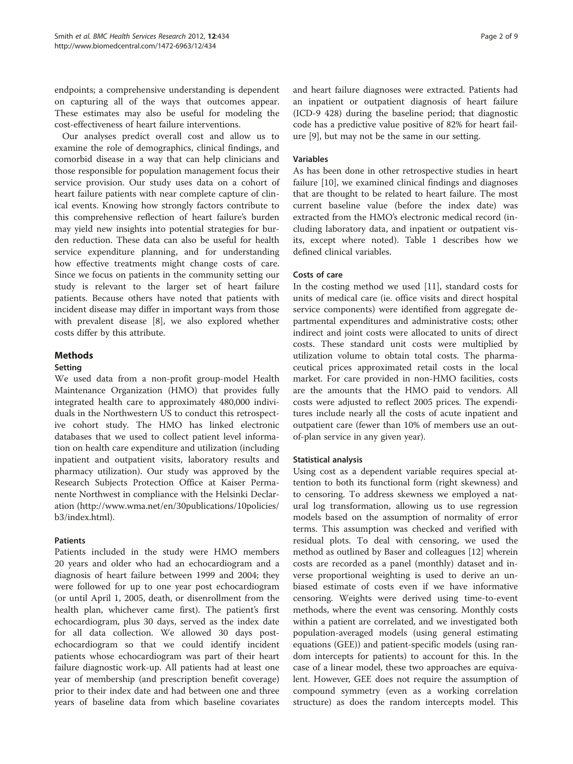endpoints; a comprehensive understanding is dependent on capturing all of the ways that outcomes appear. These estimates may also be useful for modeling the cost-effectiveness of heart failure interventions.

Our analyses predict overall cost and allow us to examine the role of demographics, clinical findings, and comorbid disease in a way that can help clinicians and those responsible for population management focus their service provision. Our study uses data on a cohort of heart failure patients with near complete capture of clinical events. Knowing how strongly factors contribute to this comprehensive reflection of heart failure's burden may yield new insights into potential strategies for burden reduction. These data can also be useful for health service expenditure planning, and for understanding how effective treatments might change costs of care. Since we focus on patients in the community setting our study is relevant to the larger set of heart failure patients. Because others have noted that patients with incident disease may differ in important ways from those with prevalent disease [8], we also explored whether costs differ by this attribute.

## Methods

### Setting

We used data from a non-profit group-model Health Maintenance Organization (HMO) that provides fully integrated health care to approximately 480,000 individuals in the Northwestern US to conduct this retrospective cohort study. The HMO has linked electronic databases that we used to collect patient level information on health care expenditure and utilization (including inpatient and outpatient visits, laboratory results and pharmacy utilization). Our study was approved by the Research Subjects Protection Office at Kaiser Permanente Northwest in compliance with the Helsinki Declaration (http://www.wma.net/en/30publications/10policies/b3/index.html).

### Patients

Patients included in the study were HMO members 20 years and older who had an echocardiogram and a diagnosis of heart failure between 1999 and 2004; they were followed for up to one year post echocardiogram (or until April 1, 2005, death, or disenrollment from the health plan, whichever came first). The patient's first echocardiogram, plus 30 days, served as the index date for all data collection. We allowed 30 days post-echocardiogram so that we could identify incident patients whose echocardiogram was part of their heart failure diagnostic work-up. All patients had at least one year of membership (and prescription benefit coverage) prior to their index date and had between one and three years of baseline data from which baseline covariates and heart failure diagnoses were extracted. Patients had an inpatient or outpatient diagnosis of heart failure (ICD-9 428) during the baseline period; that diagnostic code has a predictive value positive of 82% for heart failure [9], but may not be the same in our setting.

### Variables

As has been done in other retrospective studies in heart failure [10], we examined clinical findings and diagnoses that are thought to be related to heart failure. The most current baseline value (before the index date) was extracted from the HMO's electronic medical record (including laboratory data, and inpatient or outpatient visits, except where noted). Table 1 describes how we defined clinical variables.

### Costs of care

In the costing method we used [11], standard costs for units of medical care (ie. office visits and direct hospital service components) were identified from aggregate departmental expenditures and administrative costs; other indirect and joint costs were allocated to units of direct costs. These standard unit costs were multiplied by utilization volume to obtain total costs. The pharmaceutical prices approximated retail costs in the local market. For care provided in non-HMO facilities, costs are the amounts that the HMO paid to vendors. All costs were adjusted to reflect 2005 prices. The expenditures include nearly all the costs of acute inpatient and outpatient care (fewer than 10% of members use an out-of-plan service in any given year).

### Statistical analysis

Using cost as a dependent variable requires special attention to both its functional form (right skewness) and to censoring. To address skewness we employed a natural log transformation, allowing us to use regression models based on the assumption of normality of error terms. This assumption was checked and verified with residual plots. To deal with censoring, we used the method as outlined by Baser and colleagues [12] wherein costs are recorded as a panel (monthly) dataset and inverse proportional weighting is used to derive an unbiased estimate of costs even if we have informative censoring. Weights were derived using time-to-event methods, where the event was censoring. Monthly costs within a patient are correlated, and we investigated both population-averaged models (using general estimating equations (GEE)) and patient-specific models (using random intercepts for patients) to account for this. In the case of a linear model, these two approaches are equivalent. However, GEE does not require the assumption of compound symmetry (even as a working correlation structure) as does the random intercepts model. This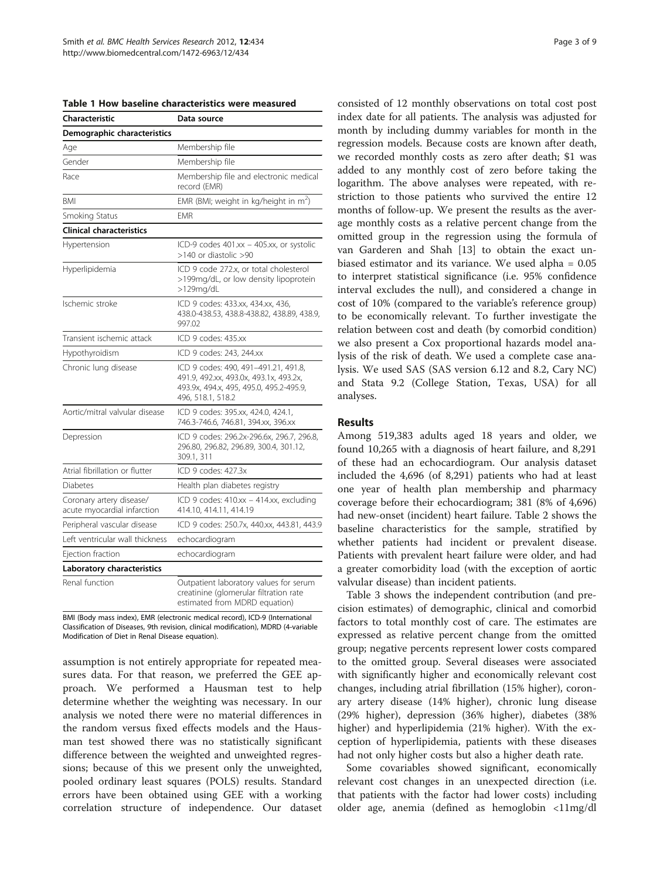**Table 1 How baseline characteristics were measured**

| Characteristic | Data source |
|---|---|
| **Demographic characteristics** | |
| Age | Membership file |
| Gender | Membership file |
| Race | Membership file and electronic medical record (EMR) |
| BMI | EMR (BMI; weight in kg/height in $m^2$) |
| Smoking Status | EMR |
| **Clinical characteristics** | |
| Hypertension | ICD-9 codes 401.xx – 405.xx, or systolic >140 or diastolic >90 |
| Hyperlipidemia | ICD 9 code 272.x, or total cholesterol >199mg/dL, or low density lipoprotein >129mg/dL |
| Ischemic stroke | ICD 9 codes: 433.xx, 434.xx, 436, 438.0-438.53, 438.8-438.82, 438.89, 438.9, 997.02 |
| Transient ischemic attack | ICD 9 codes: 435.xx |
| Hypothyroidism | ICD 9 codes: 243, 244.xx |
| Chronic lung disease | ICD 9 codes: 490, 491–491.21, 491.8, 491.9, 492.xx, 493.0x, 493.1x, 493.2x, 493.9x, 494.x, 495, 495.0, 495.2-495.9, 496, 518.1, 518.2 |
| Aortic/mitral valvular disease | ICD 9 codes: 395.xx, 424.0, 424.1, 746.3-746.6, 746.81, 394.xx, 396.xx |
| Depression | ICD 9 codes: 296.2x-296.6x, 296.7, 296.8, 296.80, 296.82, 296.89, 300.4, 301.12, 309.1, 311 |
| Atrial fibrillation or flutter | ICD 9 codes: 427.3x |
| Diabetes | Health plan diabetes registry |
| Coronary artery disease/ acute myocardial infarction | ICD 9 codes: 410.xx – 414.xx, excluding 414.10, 414.11, 414.19 |
| Peripheral vascular disease | ICD 9 codes: 250.7x, 440.xx, 443.81, 443.9 |
| Left ventricular wall thickness | echocardiogram |
| Ejection fraction | echocardiogram |
| **Laboratory characteristics** | |
| Renal function | Outpatient laboratory values for serum creatinine (glomerular filtration rate estimated from MDRD equation) |

BMI (Body mass index), EMR (electronic medical record), ICD-9 (International Classification of Diseases, 9th revision, clinical modification), MDRD (4-variable Modification of Diet in Renal Disease equation).

assumption is not entirely appropriate for repeated measures data. For that reason, we preferred the GEE approach. We performed a Hausman test to help determine whether the weighting was necessary. In our analysis we noted there were no material differences in the random versus fixed effects models and the Hausman test showed there was no statistically significant difference between the weighted and unweighted regressions; because of this we present only the unweighted, pooled ordinary least squares (POLS) results. Standard errors have been obtained using GEE with a working correlation structure of independence. Our dataset consisted of 12 monthly observations on total cost post index date for all patients. The analysis was adjusted for month by including dummy variables for month in the regression models. Because costs are known after death, we recorded monthly costs as zero after death; $1 was added to any monthly cost of zero before taking the logarithm. The above analyses were repeated, with restriction to those patients who survived the entire 12 months of follow-up. We present the results as the average monthly costs as a relative percent change from the omitted group in the regression using the formula of van Garderen and Shah [13] to obtain the exact unbiased estimator and its variance. We used alpha = 0.05 to interpret statistical significance (i.e. 95% confidence interval excludes the null), and considered a change in cost of 10% (compared to the variable's reference group) to be economically relevant. To further investigate the relation between cost and death (by comorbid condition) we also present a Cox proportional hazards model analysis of the risk of death. We used a complete case analysis. We used SAS (SAS version 6.12 and 8.2, Cary NC) and Stata 9.2 (College Station, Texas, USA) for all analyses.

## Results

Among 519,383 adults aged 18 years and older, we found 10,265 with a diagnosis of heart failure, and 8,291 of these had an echocardiogram. Our analysis dataset included the 4,696 (of 8,291) patients who had at least one year of health plan membership and pharmacy coverage before their echocardiogram; 381 (8% of 4,696) had new-onset (incident) heart failure. Table 2 shows the baseline characteristics for the sample, stratified by whether patients had incident or prevalent disease. Patients with prevalent heart failure were older, and had a greater comorbidity load (with the exception of aortic valvular disease) than incident patients.

Table 3 shows the independent contribution (and precision estimates) of demographic, clinical and comorbid factors to total monthly cost of care. The estimates are expressed as relative percent change from the omitted group; negative percents represent lower costs compared to the omitted group. Several diseases were associated with significantly higher and economically relevant cost changes, including atrial fibrillation (15% higher), coronary artery disease (14% higher), chronic lung disease (29% higher), depression (36% higher), diabetes (38% higher) and hyperlipidemia (21% higher). With the exception of hyperlipidemia, patients with these diseases had not only higher costs but also a higher death rate.

Some covariables showed significant, economically relevant cost changes in an unexpected direction (i.e. that patients with the factor had lower costs) including older age, anemia (defined as hemoglobin <11mg/dl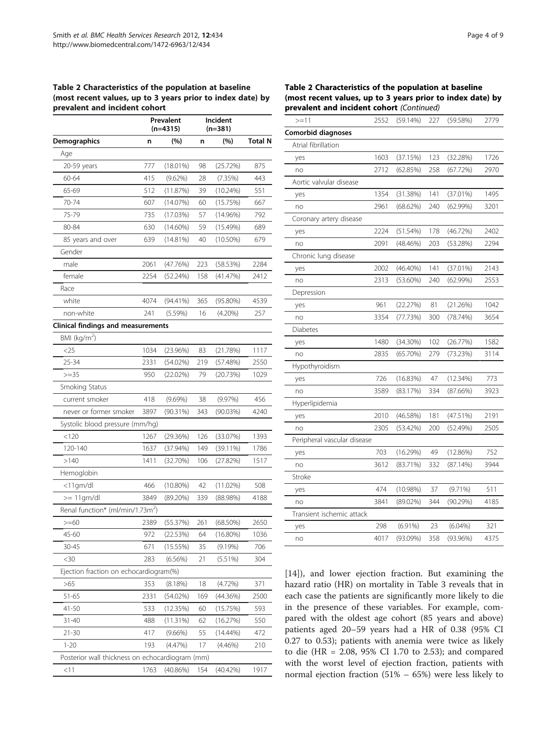**Table 2 Characteristics of the population at baseline (most recent values, up to 3 years prior to index date) by prevalent and incident cohort**

| | Prevalent (n=4315) | | Incident (n=381) | | |
|---|---|---|---|---|---|
| **Demographics** | **n** | **(%)** | **n** | **(%)** | **Total N** |
| Age | | | | | |
| 20-59 years | 777 | (18.01%) | 98 | (25.72%) | 875 |
| 60-64 | 415 | (9.62%) | 28 | (7.35%) | 443 |
| 65-69 | 512 | (11.87%) | 39 | (10.24%) | 551 |
| 70-74 | 607 | (14.07%) | 60 | (15.75%) | 667 |
| 75-79 | 735 | (17.03%) | 57 | (14.96%) | 792 |
| 80-84 | 630 | (14.60%) | 59 | (15.49%) | 689 |
| 85 years and over | 639 | (14.81%) | 40 | (10.50%) | 679 |
| Gender | | | | | |
| male | 2061 | (47.76%) | 223 | (58.53%) | 2284 |
| female | 2254 | (52.24%) | 158 | (41.47%) | 2412 |
| Race | | | | | |
| white | 4074 | (94.41%) | 365 | (95.80%) | 4539 |
| non-white | 241 | (5.59%) | 16 | (4.20%) | 257 |
| **Clinical findings and measurements** | | | | | |
| BMI (kg/m$^2$) | | | | | |
| <25 | 1034 | (23.96%) | 83 | (21.78%) | 1117 |
| 25-34 | 2331 | (54.02%) | 219 | (57.48%) | 2550 |
| >=35 | 950 | (22.02%) | 79 | (20.73%) | 1029 |
| Smoking Status | | | | | |
| current smoker | 418 | (9.69%) | 38 | (9.97%) | 456 |
| never or former smoker | 3897 | (90.31%) | 343 | (90.03%) | 4240 |
| Systolic blood pressure (mm/hg) | | | | | |
| <120 | 1267 | (29.36%) | 126 | (33.07%) | 1393 |
| 120-140 | 1637 | (37.94%) | 149 | (39.11%) | 1786 |
| >140 | 1411 | (32.70%) | 106 | (27.82%) | 1517 |
| Hemoglobin | | | | | |
| <11gm/dl | 466 | (10.80%) | 42 | (11.02%) | 508 |
| >= 11gm/dl | 3849 | (89.20%) | 339 | (88.98%) | 4188 |
| Renal function* (ml/min/1.73m$^2$) | | | | | |
| >=60 | 2389 | (55.37%) | 261 | (68.50%) | 2650 |
| 45-60 | 972 | (22.53%) | 64 | (16.80%) | 1036 |
| 30-45 | 671 | (15.55%) | 35 | (9.19%) | 706 |
| <30 | 283 | (6.56%) | 21 | (5.51%) | 304 |
| Ejection fraction on echocardiogram(%) | | | | | |
| >65 | 353 | (8.18%) | 18 | (4.72%) | 371 |
| 51-65 | 2331 | (54.02%) | 169 | (44.36%) | 2500 |
| 41-50 | 533 | (12.35%) | 60 | (15.75%) | 593 |
| 31-40 | 488 | (11.31%) | 62 | (16.27%) | 550 |
| 21-30 | 417 | (9.66%) | 55 | (14.44%) | 472 |
| 1-20 | 193 | (4.47%) | 17 | (4.46%) | 210 |
| Posterior wall thickness on echocardiogram (mm) | | | | | |
| <11 | 1763 | (40.86%) | 154 | (40.42%) | 1917 |
| >=11 | 2552 | (59.14%) | 227 | (59.58%) | 2779 |
| **Comorbid diagnoses** | | | | | |
| Atrial fibrillation | | | | | |
| yes | 1603 | (37.15%) | 123 | (32.28%) | 1726 |
| no | 2712 | (62.85%) | 258 | (67.72%) | 2970 |
| Aortic valvular disease | | | | | |
| yes | 1354 | (31.38%) | 141 | (37.01%) | 1495 |
| no | 2961 | (68.62%) | 240 | (62.99%) | 3201 |
| Coronary artery disease | | | | | |
| yes | 2224 | (51.54%) | 178 | (46.72%) | 2402 |
| no | 2091 | (48.46%) | 203 | (53.28%) | 2294 |
| Chronic lung disease | | | | | |
| yes | 2002 | (46.40%) | 141 | (37.01%) | 2143 |
| no | 2313 | (53.60%) | 240 | (62.99%) | 2553 |
| Depression | | | | | |
| yes | 961 | (22.27%) | 81 | (21.26%) | 1042 |
| no | 3354 | (77.73%) | 300 | (78.74%) | 3654 |
| Diabetes | | | | | |
| yes | 1480 | (34.30%) | 102 | (26.77%) | 1582 |
| no | 2835 | (65.70%) | 279 | (73.23%) | 3114 |
| Hypothyroidism | | | | | |
| yes | 726 | (16.83%) | 47 | (12.34%) | 773 |
| no | 3589 | (83.17%) | 334 | (87.66%) | 3923 |
| Hyperlipidemia | | | | | |
| yes | 2010 | (46.58%) | 181 | (47.51%) | 2191 |
| no | 2305 | (53.42%) | 200 | (52.49%) | 2505 |
| Peripheral vascular disease | | | | | |
| yes | 703 | (16.29%) | 49 | (12.86%) | 752 |
| no | 3612 | (83.71%) | 332 | (87.14%) | 3944 |
| Stroke | | | | | |
| yes | 474 | (10.98%) | 37 | (9.71%) | 511 |
| no | 3841 | (89.02%) | 344 | (90.29%) | 4185 |
| Transient ischemic attack | | | | | |
| yes | 298 | (6.91%) | 23 | (6.04%) | 321 |
| no | 4017 | (93.09%) | 358 | (93.96%) | 4375 |

[14]), and lower ejection fraction. But examining the hazard ratio (HR) on mortality in Table 3 reveals that in each case the patients are significantly more likely to die in the presence of these variables. For example, compared with the oldest age cohort (85 years and above) patients aged 20–59 years had a HR of 0.38 (95% CI 0.27 to 0.53); patients with anemia were twice as likely to die (HR = 2.08, 95% CI 1.70 to 2.53); and compared with the worst level of ejection fraction, patients with normal ejection fraction (51% – 65%) were less likely to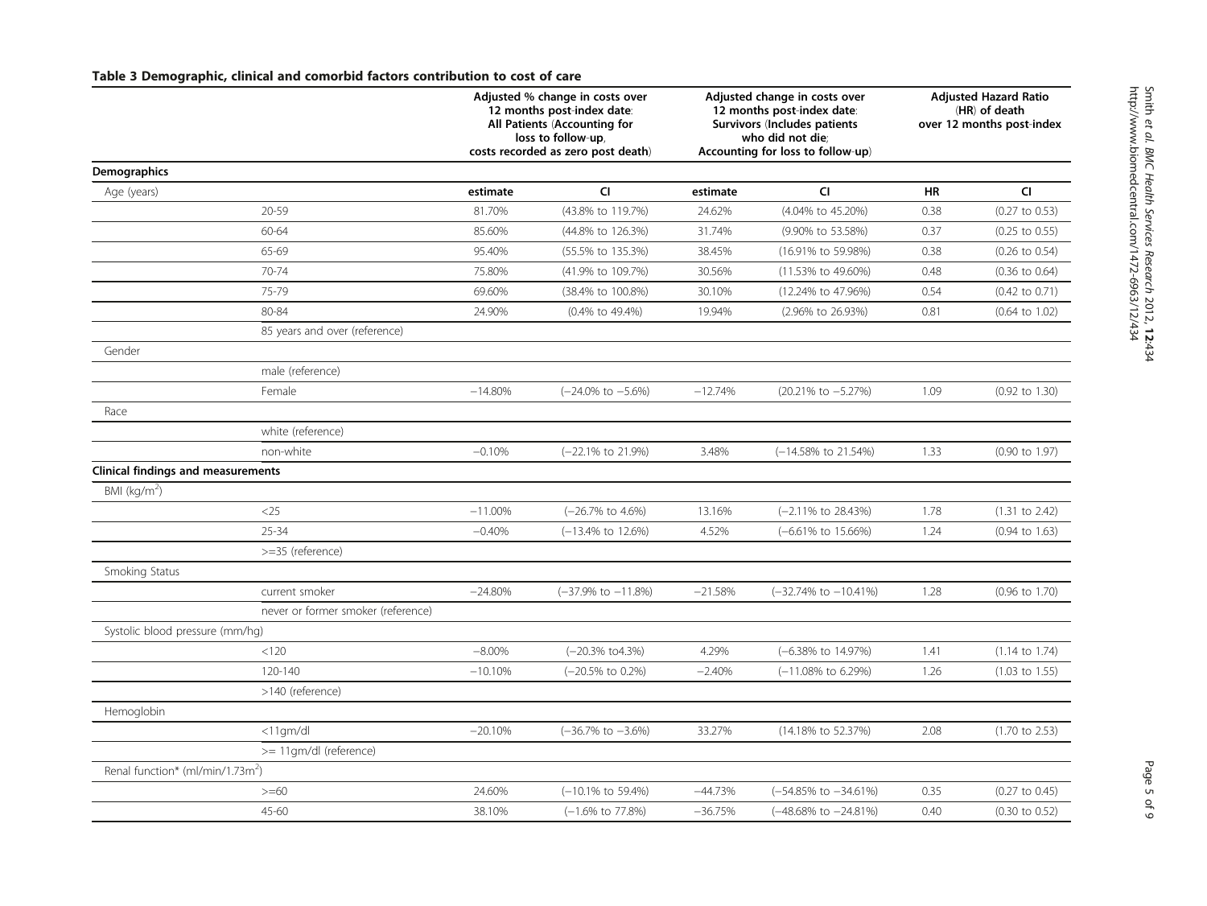**Table 3 Demographic, clinical and comorbid factors contribution to cost of care**

| | | Adjusted % change in costs over 12 months post-index date: All Patients (Accounting for loss to follow-up, costs recorded as zero post death) | | Adjusted change in costs over 12 months post-index date: Survivors (Includes patients who did not die; Accounting for loss to follow-up) | | Adjusted Hazard Ratio (HR) of death over 12 months post-index | |
|---|---|---|---|---|---|---|---|
| **Demographics** | | | | | | | |
| Age (years) | | estimate | CI | estimate | CI | HR | CI |
| | 20-59 | 81.70% | (43.8% to 119.7%) | 24.62% | (4.04% to 45.20%) | 0.38 | (0.27 to 0.53) |
| | 60-64 | 85.60% | (44.8% to 126.3%) | 31.74% | (9.90% to 53.58%) | 0.37 | (0.25 to 0.55) |
| | 65-69 | 95.40% | (55.5% to 135.3%) | 38.45% | (16.91% to 59.98%) | 0.38 | (0.26 to 0.54) |
| | 70-74 | 75.80% | (41.9% to 109.7%) | 30.56% | (11.53% to 49.60%) | 0.48 | (0.36 to 0.64) |
| | 75-79 | 69.60% | (38.4% to 100.8%) | 30.10% | (12.24% to 47.96%) | 0.54 | (0.42 to 0.71) |
| | 80-84 | 24.90% | (0.4% to 49.4%) | 19.94% | (2.96% to 26.93%) | 0.81 | (0.64 to 1.02) |
| | 85 years and over (reference) | | | | | | |
| Gender | | | | | | | |
| | male (reference) | | | | | | |
| | Female | −14.80% | (−24.0% to −5.6%) | −12.74% | (20.21% to −5.27%) | 1.09 | (0.92 to 1.30) |
| Race | | | | | | | |
| | white (reference) | | | | | | |
| | non-white | −0.10% | (−22.1% to 21.9%) | 3.48% | (−14.58% to 21.54%) | 1.33 | (0.90 to 1.97) |
| **Clinical findings and measurements** | | | | | | | |
| BMI (kg/m$^2$) | | | | | | | |
| | <25 | −11.00% | (−26.7% to 4.6%) | 13.16% | (−2.11% to 28.43%) | 1.78 | (1.31 to 2.42) |
| | 25-34 | −0.40% | (−13.4% to 12.6%) | 4.52% | (−6.61% to 15.66%) | 1.24 | (0.94 to 1.63) |
| | >=35 (reference) | | | | | | |
| Smoking Status | | | | | | | |
| | current smoker | −24.80% | (−37.9% to −11.8%) | −21.58% | (−32.74% to −10.41%) | 1.28 | (0.96 to 1.70) |
| | never or former smoker (reference) | | | | | | |
| Systolic blood pressure (mm/hg) | | | | | | | |
| | <120 | −8.00% | (−20.3% to4.3%) | 4.29% | (−6.38% to 14.97%) | 1.41 | (1.14 to 1.74) |
| | 120-140 | −10.10% | (−20.5% to 0.2%) | −2.40% | (−11.08% to 6.29%) | 1.26 | (1.03 to 1.55) |
| | >140 (reference) | | | | | | |
| Hemoglobin | | | | | | | |
| | <11gm/dl | −20.10% | (−36.7% to −3.6%) | 33.27% | (14.18% to 52.37%) | 2.08 | (1.70 to 2.53) |
| | >= 11gm/dl (reference) | | | | | | |
| Renal function* (ml/min/1.73m$^2$) | | | | | | | |
| | >=60 | 24.60% | (−10.1% to 59.4%) | −44.73% | (−54.85% to −34.61%) | 0.35 | (0.27 to 0.45) |
| | 45-60 | 38.10% | (−1.6% to 77.8%) | −36.75% | (−48.68% to −24.81%) | 0.40 | (0.30 to 0.52) |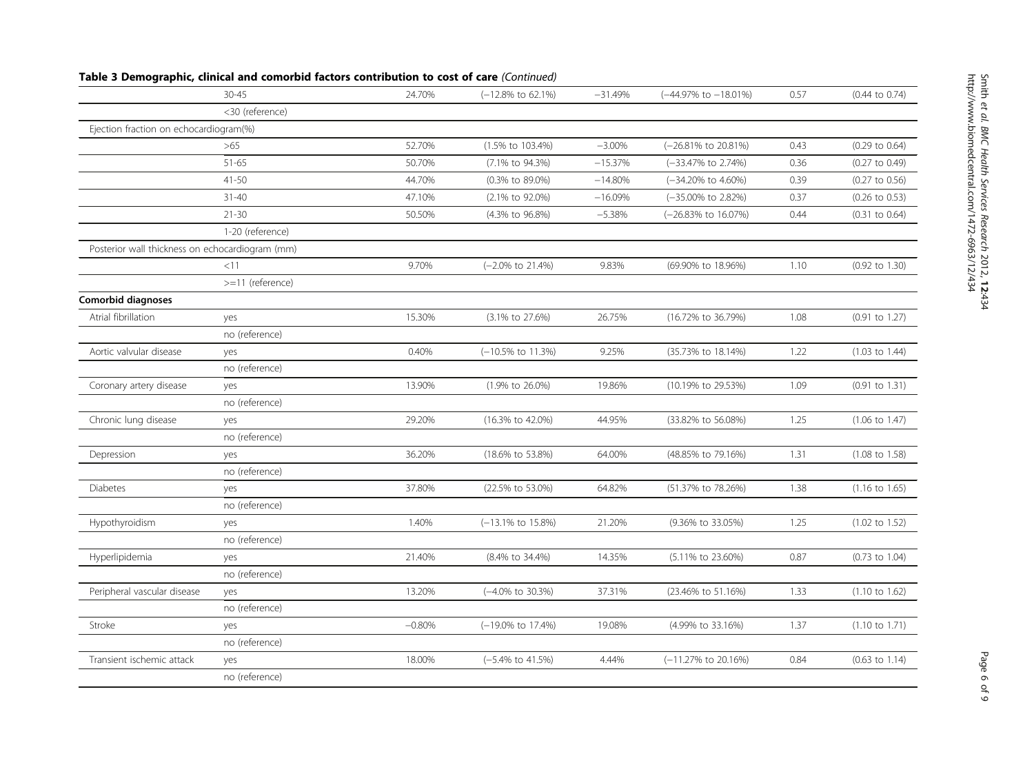**Table 3 Demographic, clinical and comorbid factors contribution to cost of care** *(Continued)*

| | | | | | | | |
|---|---|---|---|---|---|---|---|
| | 30-45 | 24.70% | (−12.8% to 62.1%) | −31.49% | (−44.97% to −18.01%) | 0.57 | (0.44 to 0.74) |
| | <30 (reference) | | | | | | |
| Ejection fraction on echocardiogram(%) | | | | | | | |
| | >65 | 52.70% | (1.5% to 103.4%) | −3.00% | (−26.81% to 20.81%) | 0.43 | (0.29 to 0.64) |
| | 51-65 | 50.70% | (7.1% to 94.3%) | −15.37% | (−33.47% to 2.74%) | 0.36 | (0.27 to 0.49) |
| | 41-50 | 44.70% | (0.3% to 89.0%) | −14.80% | (−34.20% to 4.60%) | 0.39 | (0.27 to 0.56) |
| | 31-40 | 47.10% | (2.1% to 92.0%) | −16.09% | (−35.00% to 2.82%) | 0.37 | (0.26 to 0.53) |
| | 21-30 | 50.50% | (4.3% to 96.8%) | −5.38% | (−26.83% to 16.07%) | 0.44 | (0.31 to 0.64) |
| | 1-20 (reference) | | | | | | |
| Posterior wall thickness on echocardiogram (mm) | | | | | | | |
| | <11 | 9.70% | (−2.0% to 21.4%) | 9.83% | (69.90% to 18.96%) | 1.10 | (0.92 to 1.30) |
| | >=11 (reference) | | | | | | |
| **Comorbid diagnoses** | | | | | | | |
| Atrial fibrillation | yes | 15.30% | (3.1% to 27.6%) | 26.75% | (16.72% to 36.79%) | 1.08 | (0.91 to 1.27) |
| | no (reference) | | | | | | |
| Aortic valvular disease | yes | 0.40% | (−10.5% to 11.3%) | 9.25% | (35.73% to 18.14%) | 1.22 | (1.03 to 1.44) |
| | no (reference) | | | | | | |
| Coronary artery disease | yes | 13.90% | (1.9% to 26.0%) | 19.86% | (10.19% to 29.53%) | 1.09 | (0.91 to 1.31) |
| | no (reference) | | | | | | |
| Chronic lung disease | yes | 29.20% | (16.3% to 42.0%) | 44.95% | (33.82% to 56.08%) | 1.25 | (1.06 to 1.47) |
| | no (reference) | | | | | | |
| Depression | yes | 36.20% | (18.6% to 53.8%) | 64.00% | (48.85% to 79.16%) | 1.31 | (1.08 to 1.58) |
| | no (reference) | | | | | | |
| Diabetes | yes | 37.80% | (22.5% to 53.0%) | 64.82% | (51.37% to 78.26%) | 1.38 | (1.16 to 1.65) |
| | no (reference) | | | | | | |
| Hypothyroidism | yes | 1.40% | (−13.1% to 15.8%) | 21.20% | (9.36% to 33.05%) | 1.25 | (1.02 to 1.52) |
| | no (reference) | | | | | | |
| Hyperlipidemia | yes | 21.40% | (8.4% to 34.4%) | 14.35% | (5.11% to 23.60%) | 0.87 | (0.73 to 1.04) |
| | no (reference) | | | | | | |
| Peripheral vascular disease | yes | 13.20% | (−4.0% to 30.3%) | 37.31% | (23.46% to 51.16%) | 1.33 | (1.10 to 1.62) |
| | no (reference) | | | | | | |
| Stroke | yes | −0.80% | (−19.0% to 17.4%) | 19.08% | (4.99% to 33.16%) | 1.37 | (1.10 to 1.71) |
| | no (reference) | | | | | | |
| Transient ischemic attack | yes | 18.00% | (−5.4% to 41.5%) | 4.44% | (−11.27% to 20.16%) | 0.84 | (0.63 to 1.14) |
| | no (reference) | | | | | | |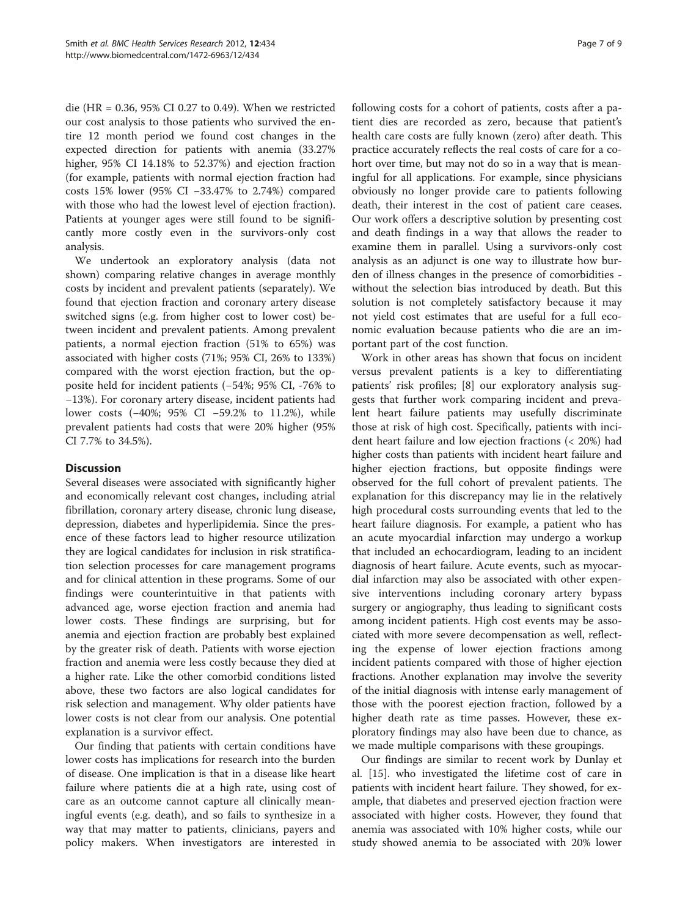die (HR = 0.36, 95% CI 0.27 to 0.49). When we restricted our cost analysis to those patients who survived the entire 12 month period we found cost changes in the expected direction for patients with anemia (33.27% higher, 95% CI 14.18% to 52.37%) and ejection fraction (for example, patients with normal ejection fraction had costs 15% lower (95% CI −33.47% to 2.74%) compared with those who had the lowest level of ejection fraction). Patients at younger ages were still found to be significantly more costly even in the survivors-only cost analysis.

We undertook an exploratory analysis (data not shown) comparing relative changes in average monthly costs by incident and prevalent patients (separately). We found that ejection fraction and coronary artery disease switched signs (e.g. from higher cost to lower cost) between incident and prevalent patients. Among prevalent patients, a normal ejection fraction (51% to 65%) was associated with higher costs (71%; 95% CI, 26% to 133%) compared with the worst ejection fraction, but the opposite held for incident patients (−54%; 95% CI, -76% to −13%). For coronary artery disease, incident patients had lower costs (−40%; 95% CI −59.2% to 11.2%), while prevalent patients had costs that were 20% higher (95% CI 7.7% to 34.5%).

## Discussion

Several diseases were associated with significantly higher and economically relevant cost changes, including atrial fibrillation, coronary artery disease, chronic lung disease, depression, diabetes and hyperlipidemia. Since the presence of these factors lead to higher resource utilization they are logical candidates for inclusion in risk stratification selection processes for care management programs and for clinical attention in these programs. Some of our findings were counterintuitive in that patients with advanced age, worse ejection fraction and anemia had lower costs. These findings are surprising, but for anemia and ejection fraction are probably best explained by the greater risk of death. Patients with worse ejection fraction and anemia were less costly because they died at a higher rate. Like the other comorbid conditions listed above, these two factors are also logical candidates for risk selection and management. Why older patients have lower costs is not clear from our analysis. One potential explanation is a survivor effect.

Our finding that patients with certain conditions have lower costs has implications for research into the burden of disease. One implication is that in a disease like heart failure where patients die at a high rate, using cost of care as an outcome cannot capture all clinically meaningful events (e.g. death), and so fails to synthesize in a way that may matter to patients, clinicians, payers and policy makers. When investigators are interested in following costs for a cohort of patients, costs after a patient dies are recorded as zero, because that patient's health care costs are fully known (zero) after death. This practice accurately reflects the real costs of care for a cohort over time, but may not do so in a way that is meaningful for all applications. For example, since physicians obviously no longer provide care to patients following death, their interest in the cost of patient care ceases. Our work offers a descriptive solution by presenting cost and death findings in a way that allows the reader to examine them in parallel. Using a survivors-only cost analysis as an adjunct is one way to illustrate how burden of illness changes in the presence of comorbidities - without the selection bias introduced by death. But this solution is not completely satisfactory because it may not yield cost estimates that are useful for a full economic evaluation because patients who die are an important part of the cost function.

Work in other areas has shown that focus on incident versus prevalent patients is a key to differentiating patients' risk profiles; [8] our exploratory analysis suggests that further work comparing incident and prevalent heart failure patients may usefully discriminate those at risk of high cost. Specifically, patients with incident heart failure and low ejection fractions (< 20%) had higher costs than patients with incident heart failure and higher ejection fractions, but opposite findings were observed for the full cohort of prevalent patients. The explanation for this discrepancy may lie in the relatively high procedural costs surrounding events that led to the heart failure diagnosis. For example, a patient who has an acute myocardial infarction may undergo a workup that included an echocardiogram, leading to an incident diagnosis of heart failure. Acute events, such as myocardial infarction may also be associated with other expensive interventions including coronary artery bypass surgery or angiography, thus leading to significant costs among incident patients. High cost events may be associated with more severe decompensation as well, reflecting the expense of lower ejection fractions among incident patients compared with those of higher ejection fractions. Another explanation may involve the severity of the initial diagnosis with intense early management of those with the poorest ejection fraction, followed by a higher death rate as time passes. However, these exploratory findings may also have been due to chance, as we made multiple comparisons with these groupings.

Our findings are similar to recent work by Dunlay et al. [15]. who investigated the lifetime cost of care in patients with incident heart failure. They showed, for example, that diabetes and preserved ejection fraction were associated with higher costs. However, they found that anemia was associated with 10% higher costs, while our study showed anemia to be associated with 20% lower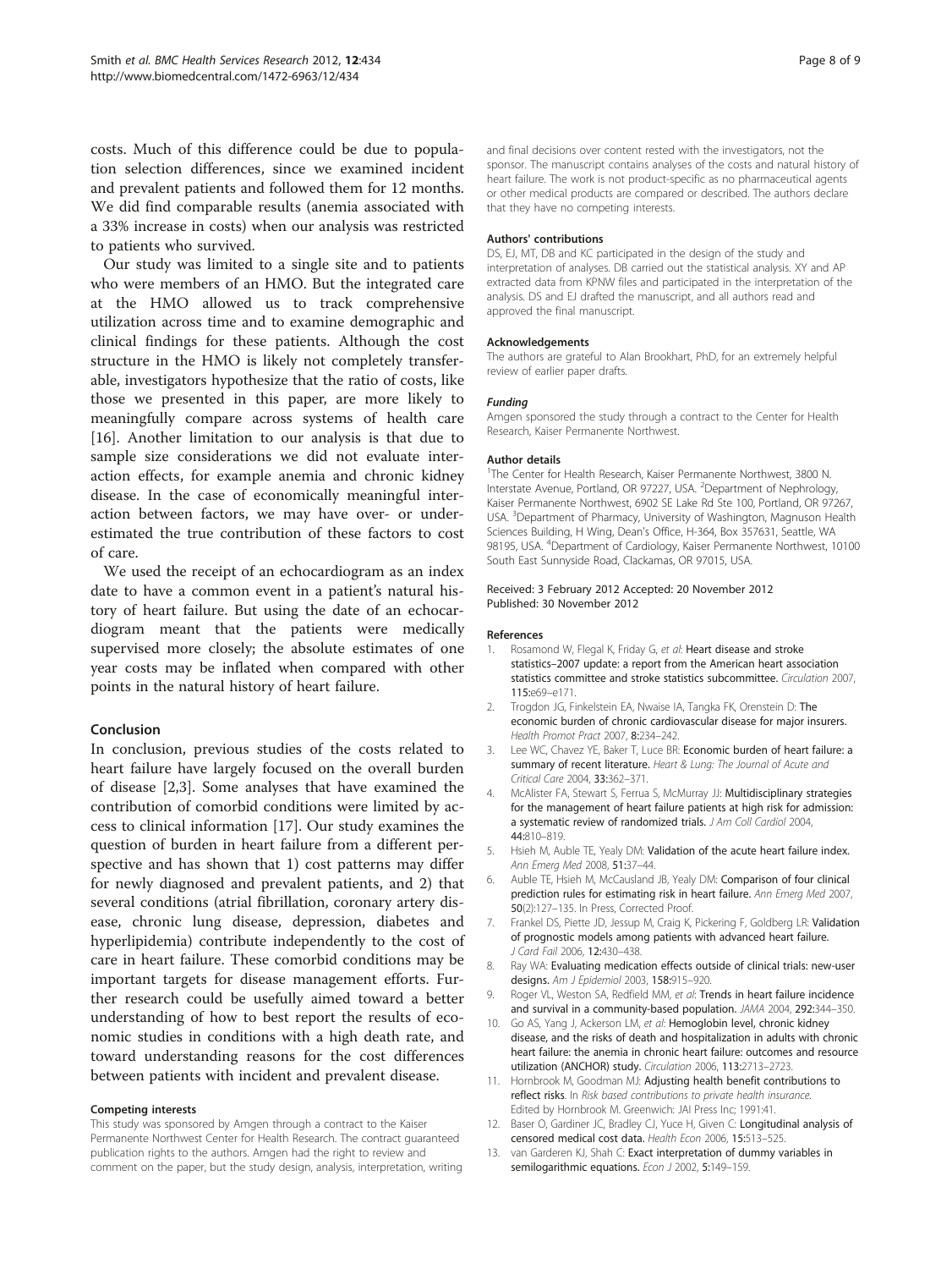costs. Much of this difference could be due to population selection differences, since we examined incident and prevalent patients and followed them for 12 months. We did find comparable results (anemia associated with a 33% increase in costs) when our analysis was restricted to patients who survived.

Our study was limited to a single site and to patients who were members of an HMO. But the integrated care at the HMO allowed us to track comprehensive utilization across time and to examine demographic and clinical findings for these patients. Although the cost structure in the HMO is likely not completely transferable, investigators hypothesize that the ratio of costs, like those we presented in this paper, are more likely to meaningfully compare across systems of health care [16]. Another limitation to our analysis is that due to sample size considerations we did not evaluate interaction effects, for example anemia and chronic kidney disease. In the case of economically meaningful interaction between factors, we may have over- or underestimated the true contribution of these factors to cost of care.

We used the receipt of an echocardiogram as an index date to have a common event in a patient's natural history of heart failure. But using the date of an echocardiogram meant that the patients were medically supervised more closely; the absolute estimates of one year costs may be inflated when compared with other points in the natural history of heart failure.

## Conclusion

In conclusion, previous studies of the costs related to heart failure have largely focused on the overall burden of disease [2,3]. Some analyses that have examined the contribution of comorbid conditions were limited by access to clinical information [17]. Our study examines the question of burden in heart failure from a different perspective and has shown that 1) cost patterns may differ for newly diagnosed and prevalent patients, and 2) that several conditions (atrial fibrillation, coronary artery disease, chronic lung disease, depression, diabetes and hyperlipidemia) contribute independently to the cost of care in heart failure. These comorbid conditions may be important targets for disease management efforts. Further research could be usefully aimed toward a better understanding of how to best report the results of economic studies in conditions with a high death rate, and toward understanding reasons for the cost differences between patients with incident and prevalent disease.

#### Competing interests

This study was sponsored by Amgen through a contract to the Kaiser Permanente Northwest Center for Health Research. The contract guaranteed publication rights to the authors. Amgen had the right to review and comment on the paper, but the study design, analysis, interpretation, writing and final decisions over content rested with the investigators, not the sponsor. The manuscript contains analyses of the costs and natural history of heart failure. The work is not product-specific as no pharmaceutical agents or other medical products are compared or described. The authors declare that they have no competing interests.

#### Authors' contributions

DS, EJ, MT, DB and KC participated in the design of the study and interpretation of analyses. DB carried out the statistical analysis. XY and AP extracted data from KPNW files and participated in the interpretation of the analysis. DS and EJ drafted the manuscript, and all authors read and approved the final manuscript.

#### Acknowledgements

The authors are grateful to Alan Brookhart, PhD, for an extremely helpful review of earlier paper drafts.

##### *Funding*

Amgen sponsored the study through a contract to the Center for Health Research, Kaiser Permanente Northwest.

#### Author details

[1]The Center for Health Research, Kaiser Permanente Northwest, 3800 N. Interstate Avenue, Portland, OR 97227, USA. [2]Department of Nephrology, Kaiser Permanente Northwest, 6902 SE Lake Rd Ste 100, Portland, OR 97267, USA. [3]Department of Pharmacy, University of Washington, Magnuson Health Sciences Building, H Wing, Dean's Office, H-364, Box 357631, Seattle, WA 98195, USA. [4]Department of Cardiology, Kaiser Permanente Northwest, 10100 South East Sunnyside Road, Clackamas, OR 97015, USA.

Received: 3 February 2012 Accepted: 20 November 2012
Published: 30 November 2012

#### References

1. Rosamond W, Flegal K, Friday G, *et al*: **Heart disease and stroke statistics–2007 update: a report from the American heart association statistics committee and stroke statistics subcommittee.** *Circulation* 2007, **115:**e69–e171.
2. Trogdon JG, Finkelstein EA, Nwaise IA, Tangka FK, Orenstein D: **The economic burden of chronic cardiovascular disease for major insurers.** *Health Promot Pract* 2007, **8:**234–242.
3. Lee WC, Chavez YE, Baker T, Luce BR: **Economic burden of heart failure: a summary of recent literature.** *Heart & Lung: The Journal of Acute and Critical Care* 2004, **33:**362–371.
4. McAlister FA, Stewart S, Ferrua S, McMurray JJ: **Multidisciplinary strategies for the management of heart failure patients at high risk for admission: a systematic review of randomized trials.** *J Am Coll Cardiol* 2004, **44:**810–819.
5. Hsieh M, Auble TE, Yealy DM: **Validation of the acute heart failure index.** *Ann Emerg Med* 2008, **51:**37–44.
6. Auble TE, Hsieh M, McCausland JB, Yealy DM: **Comparison of four clinical prediction rules for estimating risk in heart failure.** *Ann Emerg Med* 2007, **50**(2):127–135. In Press, Corrected Proof.
7. Frankel DS, Piette JD, Jessup M, Craig K, Pickering F, Goldberg LR: **Validation of prognostic models among patients with advanced heart failure.** *J Card Fail* 2006, **12:**430–438.
8. Ray WA: **Evaluating medication effects outside of clinical trials: new-user designs.** *Am J Epidemiol* 2003, **158:**915–920.
9. Roger VL, Weston SA, Redfield MM, *et al*: **Trends in heart failure incidence and survival in a community-based population.** *JAMA* 2004, **292:**344–350.
10. Go AS, Yang J, Ackerson LM, *et al*: **Hemoglobin level, chronic kidney disease, and the risks of death and hospitalization in adults with chronic heart failure: the anemia in chronic heart failure: outcomes and resource utilization (ANCHOR) study.** *Circulation* 2006, **113:**2713–2723.
11. Hornbrook M, Goodman MJ: **Adjusting health benefit contributions to reflect risks.** In *Risk based contributions to private health insurance.* Edited by Hornbrook M. Greenwich: JAI Press Inc; 1991:41.
12. Baser O, Gardiner JC, Bradley CJ, Yuce H, Given C: **Longitudinal analysis of censored medical cost data.** *Health Econ* 2006, **15:**513–525.
13. van Garderen KJ, Shah C: **Exact interpretation of dummy variables in semilogarithmic equations.** *Econ J* 2002, **5:**149–159.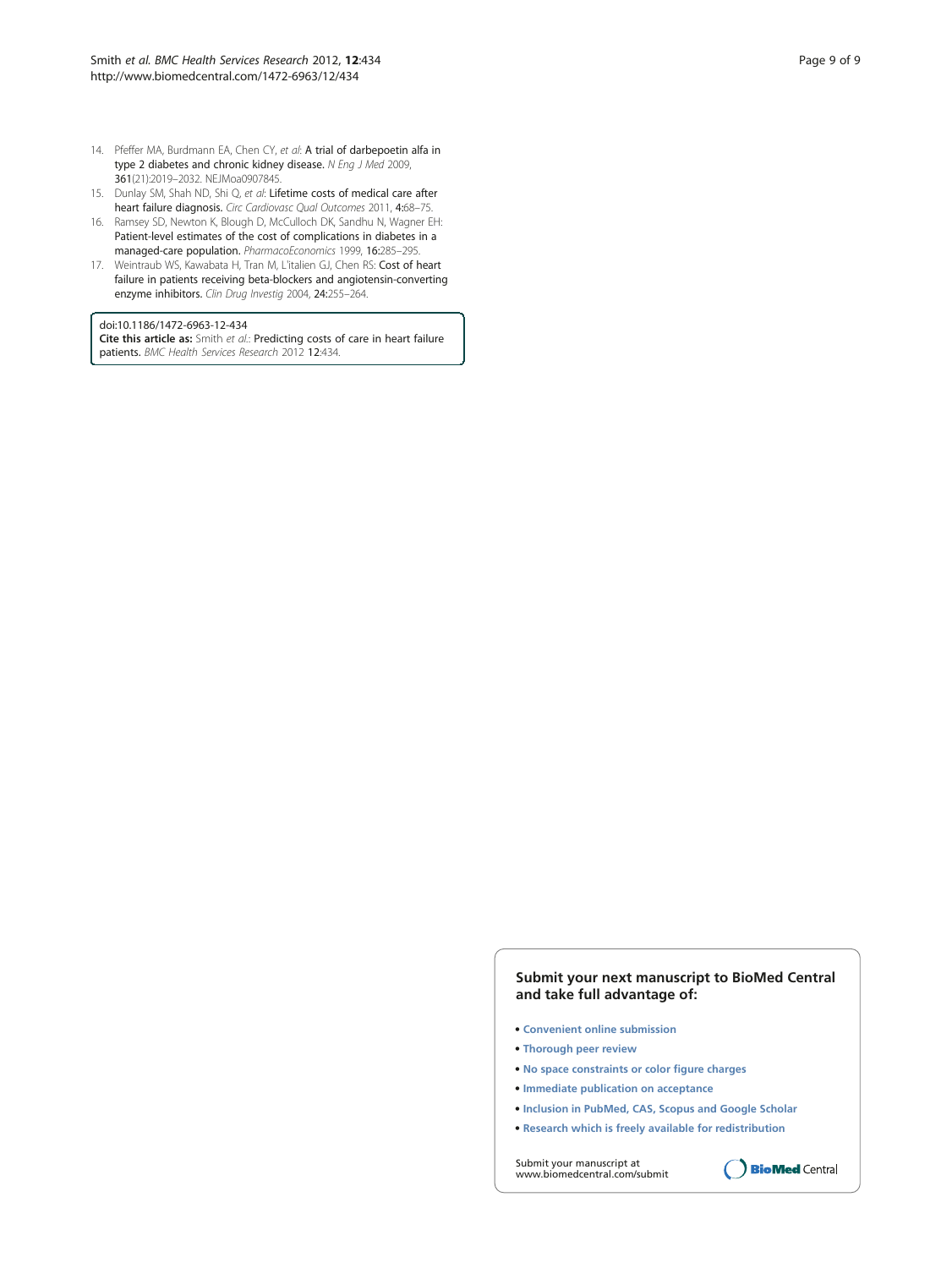14. Pfeffer MA, Burdmann EA, Chen CY, *et al*: **A trial of darbepoetin alfa in type 2 diabetes and chronic kidney disease.** *N Eng J Med* 2009, **361**(21):2019–2032. NEJMoa0907845.
15. Dunlay SM, Shah ND, Shi Q, *et al*: **Lifetime costs of medical care after heart failure diagnosis.** *Circ Cardiovasc Qual Outcomes* 2011, **4**:68–75.
16. Ramsey SD, Newton K, Blough D, McCulloch DK, Sandhu N, Wagner EH: **Patient-level estimates of the cost of complications in diabetes in a managed-care population.** *PharmacoEconomics* 1999, **16**:285–295.
17. Weintraub WS, Kawabata H, Tran M, L'italien GJ, Chen RS: **Cost of heart failure in patients receiving beta-blockers and angiotensin-converting enzyme inhibitors.** *Clin Drug Investig* 2004, **24**:255–264.

doi:10.1186/1472-6963-12-434

**Cite this article as:** Smith *et al.*: **Predicting costs of care in heart failure patients.** *BMC Health Services Research* 2012 **12**:434.

**Submit your next manuscript to BioMed Central and take full advantage of:**

- **Convenient online submission**
- **Thorough peer review**
- **No space constraints or color figure charges**
- **Immediate publication on acceptance**
- **Inclusion in PubMed, CAS, Scopus and Google Scholar**
- **Research which is freely available for redistribution**

Submit your manuscript at www.biomedcentral.com/submit

BioMed Central